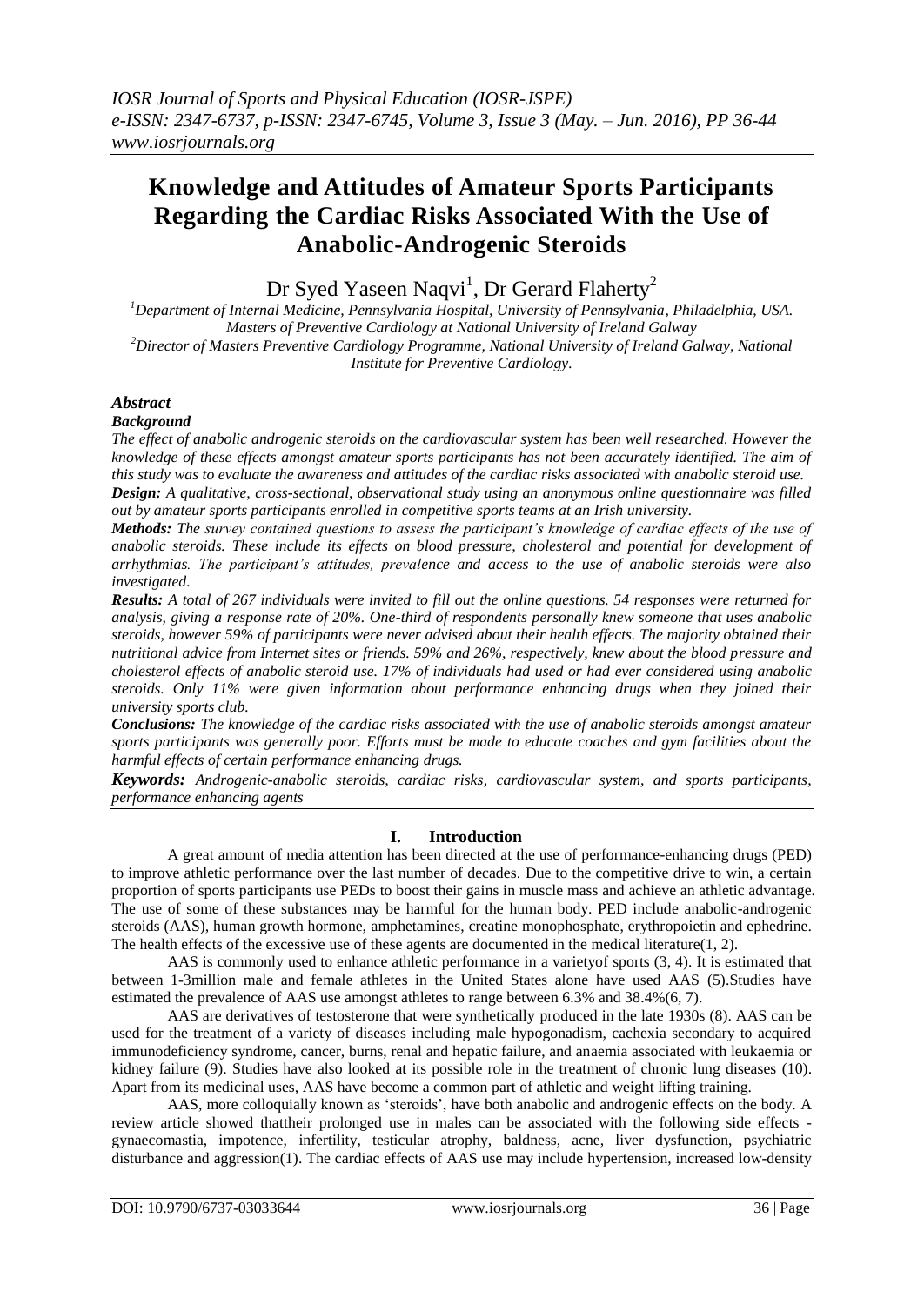# Knowledge and Attitudes of Amateur Sports Participants Regarding the Cardiac Risks Associated With the Use of Anabolic-Androgenic Steroids

Dr Syed Yaseen Naqvi[1], Dr Gerard Flaherty[2]

[1]*Department of Internal Medicine, Pennsylvania Hospital, University of Pennsylvania, Philadelphia, USA. Masters of Preventive Cardiology at National University of Ireland Galway*
[2]*Director of Masters Preventive Cardiology Programme, National University of Ireland Galway, National Institute for Preventive Cardiology.*

## *Abstract*

***Background***

*The effect of anabolic androgenic steroids on the cardiovascular system has been well researched. However the knowledge of these effects amongst amateur sports participants has not been accurately identified. The aim of this study was to evaluate the awareness and attitudes of the cardiac risks associated with anabolic steroid use.*

***Design:*** *A qualitative, cross-sectional, observational study using an anonymous online questionnaire was filled out by amateur sports participants enrolled in competitive sports teams at an Irish university.*

***Methods:*** *The survey contained questions to assess the participant's knowledge of cardiac effects of the use of anabolic steroids. These include its effects on blood pressure, cholesterol and potential for development of arrhythmias. The participant's attitudes, prevalence and access to the use of anabolic steroids were also investigated.*

***Results:*** *A total of 267 individuals were invited to fill out the online questions. 54 responses were returned for analysis, giving a response rate of 20%. One-third of respondents personally knew someone that uses anabolic steroids, however 59% of participants were never advised about their health effects. The majority obtained their nutritional advice from Internet sites or friends. 59% and 26%, respectively, knew about the blood pressure and cholesterol effects of anabolic steroid use. 17% of individuals had used or had ever considered using anabolic steroids. Only 11% were given information about performance enhancing drugs when they joined their university sports club.*

***Conclusions:*** *The knowledge of the cardiac risks associated with the use of anabolic steroids amongst amateur sports participants was generally poor. Efforts must be made to educate coaches and gym facilities about the harmful effects of certain performance enhancing drugs.*

***Keywords:*** *Androgenic-anabolic steroids, cardiac risks, cardiovascular system, and sports participants, performance enhancing agents*

## I. Introduction

A great amount of media attention has been directed at the use of performance-enhancing drugs (PED) to improve athletic performance over the last number of decades. Due to the competitive drive to win, a certain proportion of sports participants use PEDs to boost their gains in muscle mass and achieve an athletic advantage. The use of some of these substances may be harmful for the human body. PED include anabolic-androgenic steroids (AAS), human growth hormone, amphetamines, creatine monophosphate, erythropoietin and ephedrine. The health effects of the excessive use of these agents are documented in the medical literature(1, 2).

AAS is commonly used to enhance athletic performance in a varietyof sports (3, 4). It is estimated that between 1-3million male and female athletes in the United States alone have used AAS (5).Studies have estimated the prevalence of AAS use amongst athletes to range between 6.3% and 38.4%(6, 7).

AAS are derivatives of testosterone that were synthetically produced in the late 1930s (8). AAS can be used for the treatment of a variety of diseases including male hypogonadism, cachexia secondary to acquired immunodeficiency syndrome, cancer, burns, renal and hepatic failure, and anaemia associated with leukaemia or kidney failure (9). Studies have also looked at its possible role in the treatment of chronic lung diseases (10). Apart from its medicinal uses, AAS have become a common part of athletic and weight lifting training.

AAS, more colloquially known as 'steroids', have both anabolic and androgenic effects on the body. A review article showed thattheir prolonged use in males can be associated with the following side effects - gynaecomastia, impotence, infertility, testicular atrophy, baldness, acne, liver dysfunction, psychiatric disturbance and aggression(1). The cardiac effects of AAS use may include hypertension, increased low-density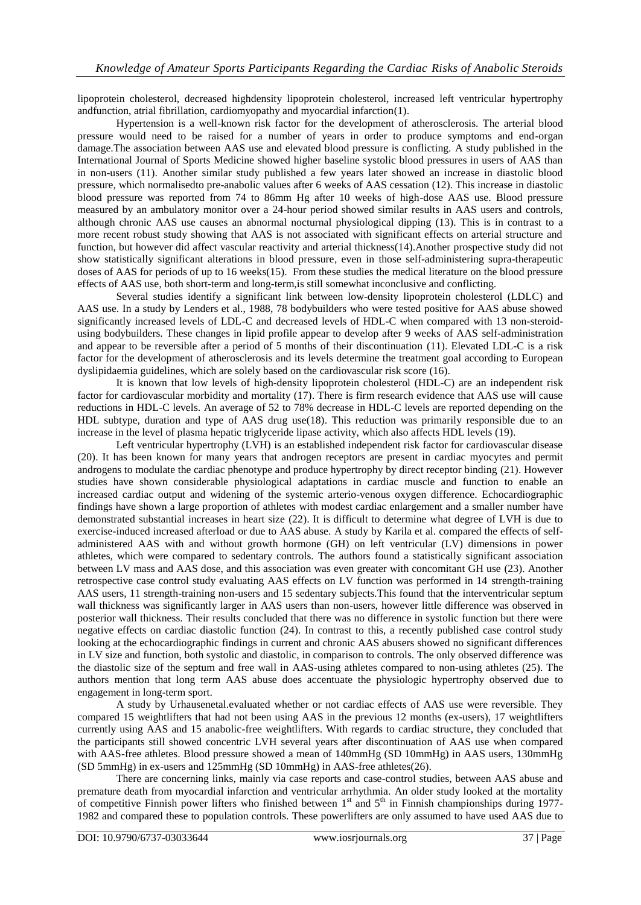lipoprotein cholesterol, decreased highdensity lipoprotein cholesterol, increased left ventricular hypertrophy andfunction, atrial fibrillation, cardiomyopathy and myocardial infarction(1).

Hypertension is a well-known risk factor for the development of atherosclerosis. The arterial blood pressure would need to be raised for a number of years in order to produce symptoms and end-organ damage.The association between AAS use and elevated blood pressure is conflicting. A study published in the International Journal of Sports Medicine showed higher baseline systolic blood pressures in users of AAS than in non-users (11). Another similar study published a few years later showed an increase in diastolic blood pressure, which normalisedto pre-anabolic values after 6 weeks of AAS cessation (12). This increase in diastolic blood pressure was reported from 74 to 86mm Hg after 10 weeks of high-dose AAS use. Blood pressure measured by an ambulatory monitor over a 24-hour period showed similar results in AAS users and controls, although chronic AAS use causes an abnormal nocturnal physiological dipping (13). This is in contrast to a more recent robust study showing that AAS is not associated with significant effects on arterial structure and function, but however did affect vascular reactivity and arterial thickness(14).Another prospective study did not show statistically significant alterations in blood pressure, even in those self-administering supra-therapeutic doses of AAS for periods of up to 16 weeks(15). From these studies the medical literature on the blood pressure effects of AAS use, both short-term and long-term,is still somewhat inconclusive and conflicting.

Several studies identify a significant link between low-density lipoprotein cholesterol (LDLC) and AAS use. In a study by Lenders et al., 1988, 78 bodybuilders who were tested positive for AAS abuse showed significantly increased levels of LDL-C and decreased levels of HDL-C when compared with 13 non-steroid-using bodybuilders. These changes in lipid profile appear to develop after 9 weeks of AAS self-administration and appear to be reversible after a period of 5 months of their discontinuation (11). Elevated LDL-C is a risk factor for the development of atherosclerosis and its levels determine the treatment goal according to European dyslipidaemia guidelines, which are solely based on the cardiovascular risk score (16).

It is known that low levels of high-density lipoprotein cholesterol (HDL-C) are an independent risk factor for cardiovascular morbidity and mortality (17). There is firm research evidence that AAS use will cause reductions in HDL-C levels. An average of 52 to 78% decrease in HDL-C levels are reported depending on the HDL subtype, duration and type of AAS drug use(18). This reduction was primarily responsible due to an increase in the level of plasma hepatic triglyceride lipase activity, which also affects HDL levels (19).

Left ventricular hypertrophy (LVH) is an established independent risk factor for cardiovascular disease (20). It has been known for many years that androgen receptors are present in cardiac myocytes and permit androgens to modulate the cardiac phenotype and produce hypertrophy by direct receptor binding (21). However studies have shown considerable physiological adaptations in cardiac muscle and function to enable an increased cardiac output and widening of the systemic arterio-venous oxygen difference. Echocardiographic findings have shown a large proportion of athletes with modest cardiac enlargement and a smaller number have demonstrated substantial increases in heart size (22). It is difficult to determine what degree of LVH is due to exercise-induced increased afterload or due to AAS abuse. A study by Karila et al. compared the effects of self-administered AAS with and without growth hormone (GH) on left ventricular (LV) dimensions in power athletes, which were compared to sedentary controls. The authors found a statistically significant association between LV mass and AAS dose, and this association was even greater with concomitant GH use (23). Another retrospective case control study evaluating AAS effects on LV function was performed in 14 strength-training AAS users, 11 strength-training non-users and 15 sedentary subjects.This found that the interventricular septum wall thickness was significantly larger in AAS users than non-users, however little difference was observed in posterior wall thickness. Their results concluded that there was no difference in systolic function but there were negative effects on cardiac diastolic function (24). In contrast to this, a recently published case control study looking at the echocardiographic findings in current and chronic AAS abusers showed no significant differences in LV size and function, both systolic and diastolic, in comparison to controls. The only observed difference was the diastolic size of the septum and free wall in AAS-using athletes compared to non-using athletes (25). The authors mention that long term AAS abuse does accentuate the physiologic hypertrophy observed due to engagement in long-term sport.

A study by Urhausenetal.evaluated whether or not cardiac effects of AAS use were reversible. They compared 15 weightlifters that had not been using AAS in the previous 12 months (ex-users), 17 weightlifters currently using AAS and 15 anabolic-free weightlifters. With regards to cardiac structure, they concluded that the participants still showed concentric LVH several years after discontinuation of AAS use when compared with AAS-free athletes. Blood pressure showed a mean of 140mmHg (SD 10mmHg) in AAS users, 130mmHg (SD 5mmHg) in ex-users and 125mmHg (SD 10mmHg) in AAS-free athletes(26).

There are concerning links, mainly via case reports and case-control studies, between AAS abuse and premature death from myocardial infarction and ventricular arrhythmia. An older study looked at the mortality of competitive Finnish power lifters who finished between 1st and 5th in Finnish championships during 1977-1982 and compared these to population controls. These powerlifters are only assumed to have used AAS due to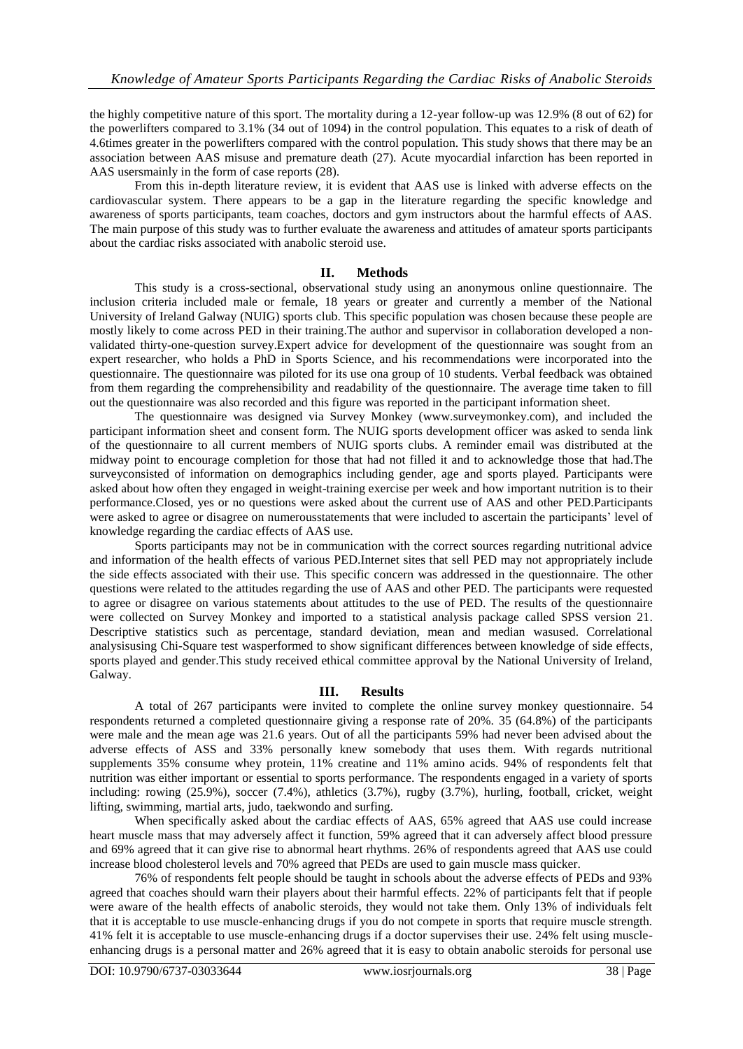the highly competitive nature of this sport. The mortality during a 12-year follow-up was 12.9% (8 out of 62) for the powerlifters compared to 3.1% (34 out of 1094) in the control population. This equates to a risk of death of 4.6times greater in the powerlifters compared with the control population. This study shows that there may be an association between AAS misuse and premature death (27). Acute myocardial infarction has been reported in AAS usersmainly in the form of case reports (28).

From this in-depth literature review, it is evident that AAS use is linked with adverse effects on the cardiovascular system. There appears to be a gap in the literature regarding the specific knowledge and awareness of sports participants, team coaches, doctors and gym instructors about the harmful effects of AAS. The main purpose of this study was to further evaluate the awareness and attitudes of amateur sports participants about the cardiac risks associated with anabolic steroid use.

## II. Methods

This study is a cross-sectional, observational study using an anonymous online questionnaire. The inclusion criteria included male or female, 18 years or greater and currently a member of the National University of Ireland Galway (NUIG) sports club. This specific population was chosen because these people are mostly likely to come across PED in their training.The author and supervisor in collaboration developed a non-validated thirty-one-question survey.Expert advice for development of the questionnaire was sought from an expert researcher, who holds a PhD in Sports Science, and his recommendations were incorporated into the questionnaire. The questionnaire was piloted for its use ona group of 10 students. Verbal feedback was obtained from them regarding the comprehensibility and readability of the questionnaire. The average time taken to fill out the questionnaire was also recorded and this figure was reported in the participant information sheet.

The questionnaire was designed via Survey Monkey (www.surveymonkey.com), and included the participant information sheet and consent form. The NUIG sports development officer was asked to senda link of the questionnaire to all current members of NUIG sports clubs. A reminder email was distributed at the midway point to encourage completion for those that had not filled it and to acknowledge those that had.The surveyconsisted of information on demographics including gender, age and sports played. Participants were asked about how often they engaged in weight-training exercise per week and how important nutrition is to their performance.Closed, yes or no questions were asked about the current use of AAS and other PED.Participants were asked to agree or disagree on numerousstatements that were included to ascertain the participants' level of knowledge regarding the cardiac effects of AAS use.

Sports participants may not be in communication with the correct sources regarding nutritional advice and information of the health effects of various PED.Internet sites that sell PED may not appropriately include the side effects associated with their use. This specific concern was addressed in the questionnaire. The other questions were related to the attitudes regarding the use of AAS and other PED. The participants were requested to agree or disagree on various statements about attitudes to the use of PED. The results of the questionnaire were collected on Survey Monkey and imported to a statistical analysis package called SPSS version 21. Descriptive statistics such as percentage, standard deviation, mean and median wasused. Correlational analysisusing Chi-Square test wasperformed to show significant differences between knowledge of side effects, sports played and gender.This study received ethical committee approval by the National University of Ireland, Galway.

## III. Results

A total of 267 participants were invited to complete the online survey monkey questionnaire. 54 respondents returned a completed questionnaire giving a response rate of 20%. 35 (64.8%) of the participants were male and the mean age was 21.6 years. Out of all the participants 59% had never been advised about the adverse effects of ASS and 33% personally knew somebody that uses them. With regards nutritional supplements 35% consume whey protein, 11% creatine and 11% amino acids. 94% of respondents felt that nutrition was either important or essential to sports performance. The respondents engaged in a variety of sports including: rowing (25.9%), soccer (7.4%), athletics (3.7%), rugby (3.7%), hurling, football, cricket, weight lifting, swimming, martial arts, judo, taekwondo and surfing.

When specifically asked about the cardiac effects of AAS, 65% agreed that AAS use could increase heart muscle mass that may adversely affect it function, 59% agreed that it can adversely affect blood pressure and 69% agreed that it can give rise to abnormal heart rhythms. 26% of respondents agreed that AAS use could increase blood cholesterol levels and 70% agreed that PEDs are used to gain muscle mass quicker.

76% of respondents felt people should be taught in schools about the adverse effects of PEDs and 93% agreed that coaches should warn their players about their harmful effects. 22% of participants felt that if people were aware of the health effects of anabolic steroids, they would not take them. Only 13% of individuals felt that it is acceptable to use muscle-enhancing drugs if you do not compete in sports that require muscle strength. 41% felt it is acceptable to use muscle-enhancing drugs if a doctor supervises their use. 24% felt using muscle-enhancing drugs is a personal matter and 26% agreed that it is easy to obtain anabolic steroids for personal use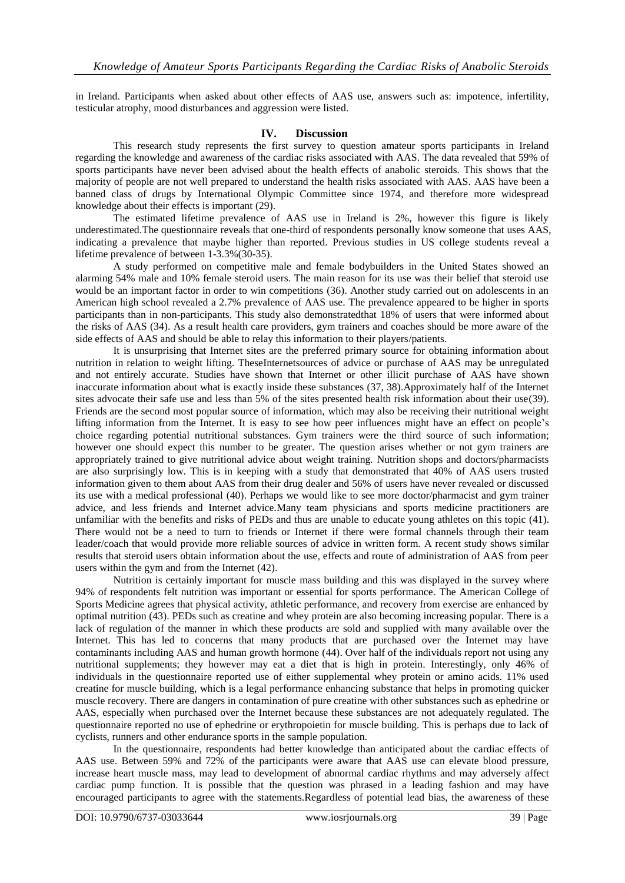in Ireland. Participants when asked about other effects of AAS use, answers such as: impotence, infertility, testicular atrophy, mood disturbances and aggression were listed.

## IV. Discussion

This research study represents the first survey to question amateur sports participants in Ireland regarding the knowledge and awareness of the cardiac risks associated with AAS. The data revealed that 59% of sports participants have never been advised about the health effects of anabolic steroids. This shows that the majority of people are not well prepared to understand the health risks associated with AAS. AAS have been a banned class of drugs by International Olympic Committee since 1974, and therefore more widespread knowledge about their effects is important (29).

The estimated lifetime prevalence of AAS use in Ireland is 2%, however this figure is likely underestimated.The questionnaire reveals that one-third of respondents personally know someone that uses AAS, indicating a prevalence that maybe higher than reported. Previous studies in US college students reveal a lifetime prevalence of between 1-3.3%(30-35).

A study performed on competitive male and female bodybuilders in the United States showed an alarming 54% male and 10% female steroid users. The main reason for its use was their belief that steroid use would be an important factor in order to win competitions (36). Another study carried out on adolescents in an American high school revealed a 2.7% prevalence of AAS use. The prevalence appeared to be higher in sports participants than in non-participants. This study also demonstratedthat 18% of users that were informed about the risks of AAS (34). As a result health care providers, gym trainers and coaches should be more aware of the side effects of AAS and should be able to relay this information to their players/patients.

It is unsurprising that Internet sites are the preferred primary source for obtaining information about nutrition in relation to weight lifting. TheseInternetsources of advice or purchase of AAS may be unregulated and not entirely accurate. Studies have shown that Internet or other illicit purchase of AAS have shown inaccurate information about what is exactly inside these substances (37, 38).Approximately half of the Internet sites advocate their safe use and less than 5% of the sites presented health risk information about their use(39). Friends are the second most popular source of information, which may also be receiving their nutritional weight lifting information from the Internet. It is easy to see how peer influences might have an effect on people's choice regarding potential nutritional substances. Gym trainers were the third source of such information; however one should expect this number to be greater. The question arises whether or not gym trainers are appropriately trained to give nutritional advice about weight training. Nutrition shops and doctors/pharmacists are also surprisingly low. This is in keeping with a study that demonstrated that 40% of AAS users trusted information given to them about AAS from their drug dealer and 56% of users have never revealed or discussed its use with a medical professional (40). Perhaps we would like to see more doctor/pharmacist and gym trainer advice, and less friends and Internet advice.Many team physicians and sports medicine practitioners are unfamiliar with the benefits and risks of PEDs and thus are unable to educate young athletes on this topic (41). There would not be a need to turn to friends or Internet if there were formal channels through their team leader/coach that would provide more reliable sources of advice in written form. A recent study shows similar results that steroid users obtain information about the use, effects and route of administration of AAS from peer users within the gym and from the Internet (42).

Nutrition is certainly important for muscle mass building and this was displayed in the survey where 94% of respondents felt nutrition was important or essential for sports performance. The American College of Sports Medicine agrees that physical activity, athletic performance, and recovery from exercise are enhanced by optimal nutrition (43). PEDs such as creatine and whey protein are also becoming increasing popular. There is a lack of regulation of the manner in which these products are sold and supplied with many available over the Internet. This has led to concerns that many products that are purchased over the Internet may have contaminants including AAS and human growth hormone (44). Over half of the individuals report not using any nutritional supplements; they however may eat a diet that is high in protein. Interestingly, only 46% of individuals in the questionnaire reported use of either supplemental whey protein or amino acids. 11% used creatine for muscle building, which is a legal performance enhancing substance that helps in promoting quicker muscle recovery. There are dangers in contamination of pure creatine with other substances such as ephedrine or AAS, especially when purchased over the Internet because these substances are not adequately regulated. The questionnaire reported no use of ephedrine or erythropoietin for muscle building. This is perhaps due to lack of cyclists, runners and other endurance sports in the sample population.

In the questionnaire, respondents had better knowledge than anticipated about the cardiac effects of AAS use. Between 59% and 72% of the participants were aware that AAS use can elevate blood pressure, increase heart muscle mass, may lead to development of abnormal cardiac rhythms and may adversely affect cardiac pump function. It is possible that the question was phrased in a leading fashion and may have encouraged participants to agree with the statements.Regardless of potential lead bias, the awareness of these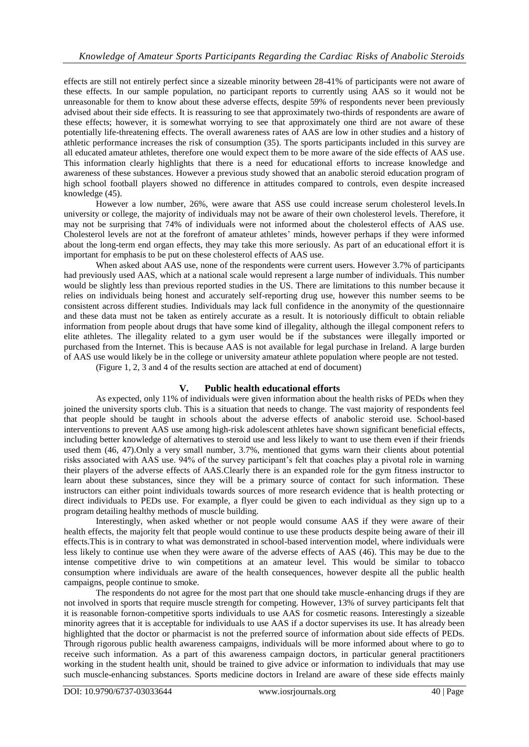effects are still not entirely perfect since a sizeable minority between 28-41% of participants were not aware of these effects. In our sample population, no participant reports to currently using AAS so it would not be unreasonable for them to know about these adverse effects, despite 59% of respondents never been previously advised about their side effects. It is reassuring to see that approximately two-thirds of respondents are aware of these effects; however, it is somewhat worrying to see that approximately one third are not aware of these potentially life-threatening effects. The overall awareness rates of AAS are low in other studies and a history of athletic performance increases the risk of consumption (35). The sports participants included in this survey are all educated amateur athletes, therefore one would expect them to be more aware of the side effects of AAS use. This information clearly highlights that there is a need for educational efforts to increase knowledge and awareness of these substances. However a previous study showed that an anabolic steroid education program of high school football players showed no difference in attitudes compared to controls, even despite increased knowledge (45).

However a low number, 26%, were aware that ASS use could increase serum cholesterol levels.In university or college, the majority of individuals may not be aware of their own cholesterol levels. Therefore, it may not be surprising that 74% of individuals were not informed about the cholesterol effects of AAS use. Cholesterol levels are not at the forefront of amateur athletes' minds, however perhaps if they were informed about the long-term end organ effects, they may take this more seriously. As part of an educational effort it is important for emphasis to be put on these cholesterol effects of AAS use.

When asked about AAS use, none of the respondents were current users. However 3.7% of participants had previously used AAS, which at a national scale would represent a large number of individuals. This number would be slightly less than previous reported studies in the US. There are limitations to this number because it relies on individuals being honest and accurately self-reporting drug use, however this number seems to be consistent across different studies. Individuals may lack full confidence in the anonymity of the questionnaire and these data must not be taken as entirely accurate as a result. It is notoriously difficult to obtain reliable information from people about drugs that have some kind of illegality, although the illegal component refers to elite athletes. The illegality related to a gym user would be if the substances were illegally imported or purchased from the Internet. This is because AAS is not available for legal purchase in Ireland. A large burden of AAS use would likely be in the college or university amateur athlete population where people are not tested.

(Figure 1, 2, 3 and 4 of the results section are attached at end of document)

## V. Public health educational efforts

As expected, only 11% of individuals were given information about the health risks of PEDs when they joined the university sports club. This is a situation that needs to change. The vast majority of respondents feel that people should be taught in schools about the adverse effects of anabolic steroid use. School-based interventions to prevent AAS use among high-risk adolescent athletes have shown significant beneficial effects, including better knowledge of alternatives to steroid use and less likely to want to use them even if their friends used them (46, 47).Only a very small number, 3.7%, mentioned that gyms warn their clients about potential risks associated with AAS use. 94% of the survey participant's felt that coaches play a pivotal role in warning their players of the adverse effects of AAS.Clearly there is an expanded role for the gym fitness instructor to learn about these substances, since they will be a primary source of contact for such information. These instructors can either point individuals towards sources of more research evidence that is health protecting or direct individuals to PEDs use. For example, a flyer could be given to each individual as they sign up to a program detailing healthy methods of muscle building.

Interestingly, when asked whether or not people would consume AAS if they were aware of their health effects, the majority felt that people would continue to use these products despite being aware of their ill effects.This is in contrary to what was demonstrated in school-based intervention model, where individuals were less likely to continue use when they were aware of the adverse effects of AAS (46). This may be due to the intense competitive drive to win competitions at an amateur level. This would be similar to tobacco consumption where individuals are aware of the health consequences, however despite all the public health campaigns, people continue to smoke.

The respondents do not agree for the most part that one should take muscle-enhancing drugs if they are not involved in sports that require muscle strength for competing. However, 13% of survey participants felt that it is reasonable fornon-competitive sports individuals to use AAS for cosmetic reasons. Interestingly a sizeable minority agrees that it is acceptable for individuals to use AAS if a doctor supervises its use. It has already been highlighted that the doctor or pharmacist is not the preferred source of information about side effects of PEDs. Through rigorous public health awareness campaigns, individuals will be more informed about where to go to receive such information. As a part of this awareness campaign doctors, in particular general practitioners working in the student health unit, should be trained to give advice or information to individuals that may use such muscle-enhancing substances. Sports medicine doctors in Ireland are aware of these side effects mainly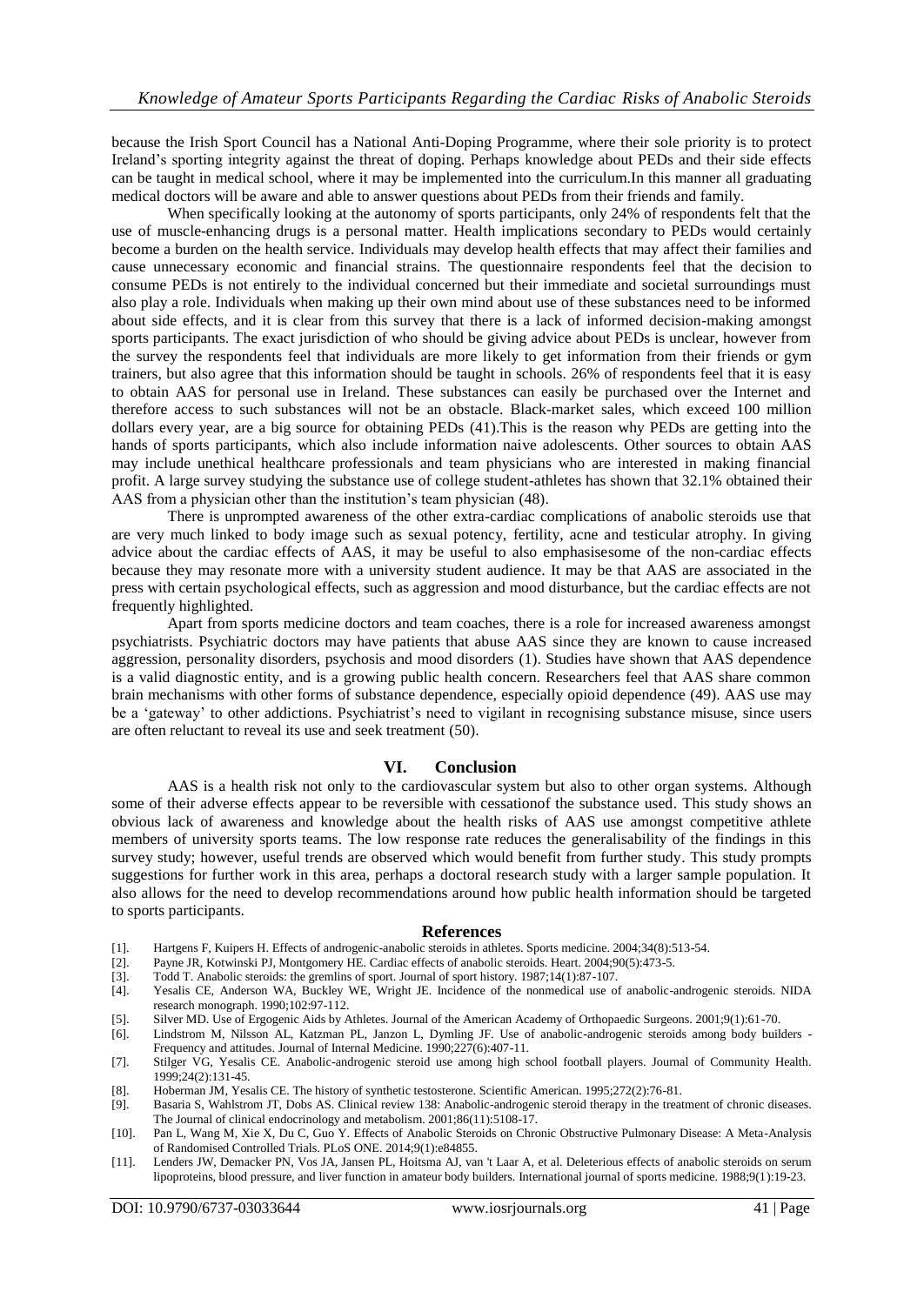because the Irish Sport Council has a National Anti-Doping Programme, where their sole priority is to protect Ireland's sporting integrity against the threat of doping. Perhaps knowledge about PEDs and their side effects can be taught in medical school, where it may be implemented into the curriculum.In this manner all graduating medical doctors will be aware and able to answer questions about PEDs from their friends and family.

When specifically looking at the autonomy of sports participants, only 24% of respondents felt that the use of muscle-enhancing drugs is a personal matter. Health implications secondary to PEDs would certainly become a burden on the health service. Individuals may develop health effects that may affect their families and cause unnecessary economic and financial strains. The questionnaire respondents feel that the decision to consume PEDs is not entirely to the individual concerned but their immediate and societal surroundings must also play a role. Individuals when making up their own mind about use of these substances need to be informed about side effects, and it is clear from this survey that there is a lack of informed decision-making amongst sports participants. The exact jurisdiction of who should be giving advice about PEDs is unclear, however from the survey the respondents feel that individuals are more likely to get information from their friends or gym trainers, but also agree that this information should be taught in schools. 26% of respondents feel that it is easy to obtain AAS for personal use in Ireland. These substances can easily be purchased over the Internet and therefore access to such substances will not be an obstacle. Black-market sales, which exceed 100 million dollars every year, are a big source for obtaining PEDs (41).This is the reason why PEDs are getting into the hands of sports participants, which also include information naive adolescents. Other sources to obtain AAS may include unethical healthcare professionals and team physicians who are interested in making financial profit. A large survey studying the substance use of college student-athletes has shown that 32.1% obtained their AAS from a physician other than the institution's team physician (48).

There is unprompted awareness of the other extra-cardiac complications of anabolic steroids use that are very much linked to body image such as sexual potency, fertility, acne and testicular atrophy. In giving advice about the cardiac effects of AAS, it may be useful to also emphasisesome of the non-cardiac effects because they may resonate more with a university student audience. It may be that AAS are associated in the press with certain psychological effects, such as aggression and mood disturbance, but the cardiac effects are not frequently highlighted.

Apart from sports medicine doctors and team coaches, there is a role for increased awareness amongst psychiatrists. Psychiatric doctors may have patients that abuse AAS since they are known to cause increased aggression, personality disorders, psychosis and mood disorders (1). Studies have shown that AAS dependence is a valid diagnostic entity, and is a growing public health concern. Researchers feel that AAS share common brain mechanisms with other forms of substance dependence, especially opioid dependence (49). AAS use may be a 'gateway' to other addictions. Psychiatrist's need to vigilant in recognising substance misuse, since users are often reluctant to reveal its use and seek treatment (50).

## VI. Conclusion

AAS is a health risk not only to the cardiovascular system but also to other organ systems. Although some of their adverse effects appear to be reversible with cessationof the substance used. This study shows an obvious lack of awareness and knowledge about the health risks of AAS use amongst competitive athlete members of university sports teams. The low response rate reduces the generalisability of the findings in this survey study; however, useful trends are observed which would benefit from further study. This study prompts suggestions for further work in this area, perhaps a doctoral research study with a larger sample population. It also allows for the need to develop recommendations around how public health information should be targeted to sports participants.

## References

[1]. Hartgens F, Kuipers H. Effects of androgenic-anabolic steroids in athletes. Sports medicine. 2004;34(8):513-54.

[2]. Payne JR, Kotwinski PJ, Montgomery HE. Cardiac effects of anabolic steroids. Heart. 2004;90(5):473-5.

[3]. Todd T. Anabolic steroids: the gremlins of sport. Journal of sport history. 1987;14(1):87-107.

[4]. Yesalis CE, Anderson WA, Buckley WE, Wright JE. Incidence of the nonmedical use of anabolic-androgenic steroids. NIDA research monograph. 1990;102:97-112.

[5]. Silver MD. Use of Ergogenic Aids by Athletes. Journal of the American Academy of Orthopaedic Surgeons. 2001;9(1):61-70.

[6]. Lindstrom M, Nilsson AL, Katzman PL, Janzon L, Dymling JF. Use of anabolic-androgenic steroids among body builders - Frequency and attitudes. Journal of Internal Medicine. 1990;227(6):407-11.

[7]. Stilger VG, Yesalis CE. Anabolic-androgenic steroid use among high school football players. Journal of Community Health. 1999;24(2):131-45.

[8]. Hoberman JM, Yesalis CE. The history of synthetic testosterone. Scientific American. 1995;272(2):76-81.

[9]. Basaria S, Wahlstrom JT, Dobs AS. Clinical review 138: Anabolic-androgenic steroid therapy in the treatment of chronic diseases. The Journal of clinical endocrinology and metabolism. 2001;86(11):5108-17.

[10]. Pan L, Wang M, Xie X, Du C, Guo Y. Effects of Anabolic Steroids on Chronic Obstructive Pulmonary Disease: A Meta-Analysis of Randomised Controlled Trials. PLoS ONE. 2014;9(1):e84855.

[11]. Lenders JW, Demacker PN, Vos JA, Jansen PL, Hoitsma AJ, van 't Laar A, et al. Deleterious effects of anabolic steroids on serum lipoproteins, blood pressure, and liver function in amateur body builders. International journal of sports medicine. 1988;9(1):19-23.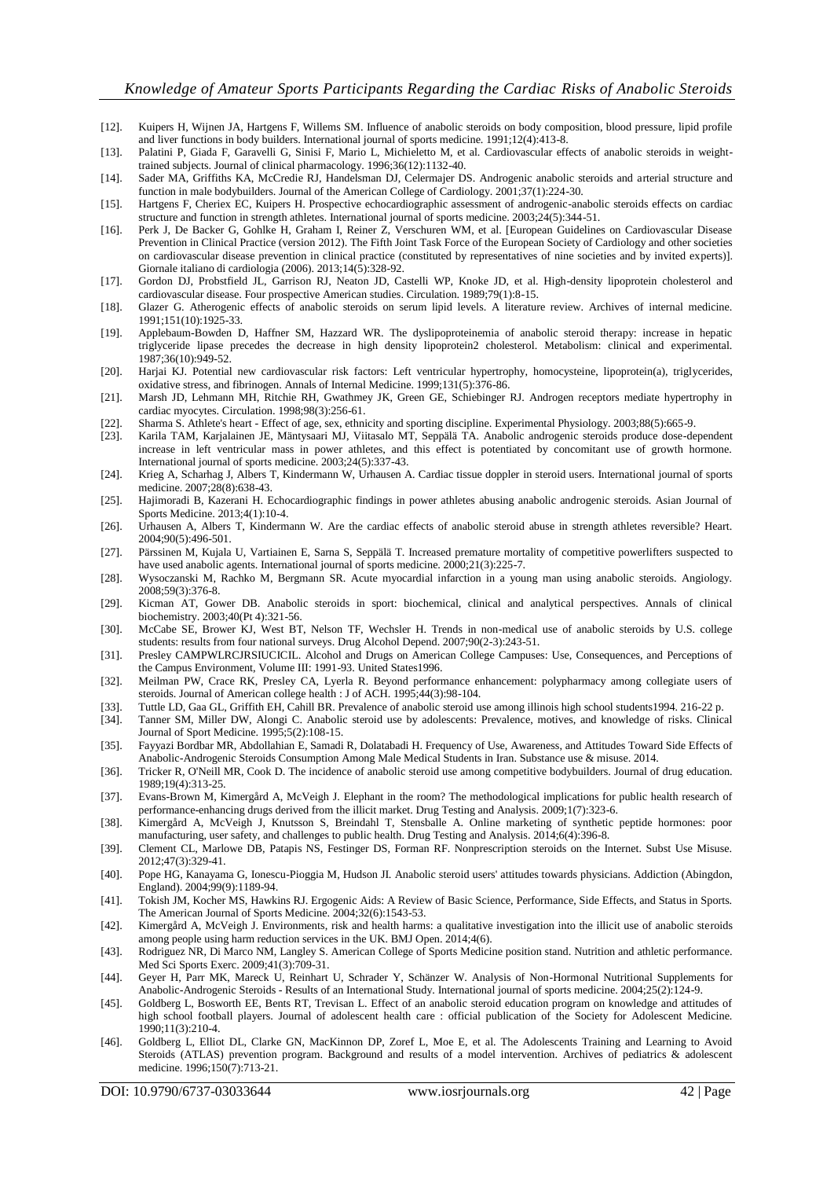[12]. Kuipers H, Wijnen JA, Hartgens F, Willems SM. Influence of anabolic steroids on body composition, blood pressure, lipid profile and liver functions in body builders. International journal of sports medicine. 1991;12(4):413-8.

[13]. Palatini P, Giada F, Garavelli G, Sinisi F, Mario L, Michieletto M, et al. Cardiovascular effects of anabolic steroids in weight-trained subjects. Journal of clinical pharmacology. 1996;36(12):1132-40.

[14]. Sader MA, Griffiths KA, McCredie RJ, Handelsman DJ, Celermajer DS. Androgenic anabolic steroids and arterial structure and function in male bodybuilders. Journal of the American College of Cardiology. 2001;37(1):224-30.

[15]. Hartgens F, Cheriex EC, Kuipers H. Prospective echocardiographic assessment of androgenic-anabolic steroids effects on cardiac structure and function in strength athletes. International journal of sports medicine. 2003;24(5):344-51.

[16]. Perk J, De Backer G, Gohlke H, Graham I, Reiner Z, Verschuren WM, et al. [European Guidelines on Cardiovascular Disease Prevention in Clinical Practice (version 2012). The Fifth Joint Task Force of the European Society of Cardiology and other societies on cardiovascular disease prevention in clinical practice (constituted by representatives of nine societies and by invited experts)]. Giornale italiano di cardiologia (2006). 2013;14(5):328-92.

[17]. Gordon DJ, Probstfield JL, Garrison RJ, Neaton JD, Castelli WP, Knoke JD, et al. High-density lipoprotein cholesterol and cardiovascular disease. Four prospective American studies. Circulation. 1989;79(1):8-15.

[18]. Glazer G. Atherogenic effects of anabolic steroids on serum lipid levels. A literature review. Archives of internal medicine. 1991;151(10):1925-33.

[19]. Applebaum-Bowden D, Haffner SM, Hazzard WR. The dyslipoproteinemia of anabolic steroid therapy: increase in hepatic triglyceride lipase precedes the decrease in high density lipoprotein2 cholesterol. Metabolism: clinical and experimental. 1987;36(10):949-52.

[20]. Harjai KJ. Potential new cardiovascular risk factors: Left ventricular hypertrophy, homocysteine, lipoprotein(a), triglycerides, oxidative stress, and fibrinogen. Annals of Internal Medicine. 1999;131(5):376-86.

[21]. Marsh JD, Lehmann MH, Ritchie RH, Gwathmey JK, Green GE, Schiebinger RJ. Androgen receptors mediate hypertrophy in cardiac myocytes. Circulation. 1998;98(3):256-61.

[22]. Sharma S. Athlete's heart - Effect of age, sex, ethnicity and sporting discipline. Experimental Physiology. 2003;88(5):665-9.

[23]. Karila TAM, Karjalainen JE, Mäntysaari MJ, Viitasalo MT, Seppälä TA. Anabolic androgenic steroids produce dose-dependent increase in left ventricular mass in power athletes, and this effect is potentiated by concomitant use of growth hormone. International journal of sports medicine. 2003;24(5):337-43.

[24]. Krieg A, Scharhag J, Albers T, Kindermann W, Urhausen A. Cardiac tissue doppler in steroid users. International journal of sports medicine. 2007;28(8):638-43.

[25]. Hajimoradi B, Kazerani H. Echocardiographic findings in power athletes abusing anabolic androgenic steroids. Asian Journal of Sports Medicine. 2013;4(1):10-4.

[26]. Urhausen A, Albers T, Kindermann W. Are the cardiac effects of anabolic steroid abuse in strength athletes reversible? Heart. 2004;90(5):496-501.

[27]. Pärssinen M, Kujala U, Vartiainen E, Sarna S, Seppälä T. Increased premature mortality of competitive powerlifters suspected to have used anabolic agents. International journal of sports medicine. 2000;21(3):225-7.

[28]. Wysoczanski M, Rachko M, Bergmann SR. Acute myocardial infarction in a young man using anabolic steroids. Angiology. 2008;59(3):376-8.

[29]. Kicman AT, Gower DB. Anabolic steroids in sport: biochemical, clinical and analytical perspectives. Annals of clinical biochemistry. 2003;40(Pt 4):321-56.

[30]. McCabe SE, Brower KJ, West BT, Nelson TF, Wechsler H. Trends in non-medical use of anabolic steroids by U.S. college students: results from four national surveys. Drug Alcohol Depend. 2007;90(2-3):243-51.

[31]. Presley CAMPWLRCJRSIUCICIL. Alcohol and Drugs on American College Campuses: Use, Consequences, and Perceptions of the Campus Environment, Volume III: 1991-93. United States1996.

[32]. Meilman PW, Crace RK, Presley CA, Lyerla R. Beyond performance enhancement: polypharmacy among collegiate users of steroids. Journal of American college health : J of ACH. 1995;44(3):98-104.

[33]. Tuttle LD, Gaa GL, Griffith EH, Cahill BR. Prevalence of anabolic steroid use among illinois high school students1994. 216-22 p.

[34]. Tanner SM, Miller DW, Alongi C. Anabolic steroid use by adolescents: Prevalence, motives, and knowledge of risks. Clinical Journal of Sport Medicine. 1995;5(2):108-15.

[35]. Fayyazi Bordbar MR, Abdollahian E, Samadi R, Dolatabadi H. Frequency of Use, Awareness, and Attitudes Toward Side Effects of Anabolic-Androgenic Steroids Consumption Among Male Medical Students in Iran. Substance use & misuse. 2014.

[36]. Tricker R, O'Neill MR, Cook D. The incidence of anabolic steroid use among competitive bodybuilders. Journal of drug education. 1989;19(4):313-25.

[37]. Evans-Brown M, Kimergård A, McVeigh J. Elephant in the room? The methodological implications for public health research of performance-enhancing drugs derived from the illicit market. Drug Testing and Analysis. 2009;1(7):323-6.

[38]. Kimergård A, McVeigh J, Knutsson S, Breindahl T, Stensballe A. Online marketing of synthetic peptide hormones: poor manufacturing, user safety, and challenges to public health. Drug Testing and Analysis. 2014;6(4):396-8.

[39]. Clement CL, Marlowe DB, Patapis NS, Festinger DS, Forman RF. Nonprescription steroids on the Internet. Subst Use Misuse. 2012;47(3):329-41.

[40]. Pope HG, Kanayama G, Ionescu-Pioggia M, Hudson JI. Anabolic steroid users' attitudes towards physicians. Addiction (Abingdon, England). 2004;99(9):1189-94.

[41]. Tokish JM, Kocher MS, Hawkins RJ. Ergogenic Aids: A Review of Basic Science, Performance, Side Effects, and Status in Sports. The American Journal of Sports Medicine. 2004;32(6):1543-53.

[42]. Kimergård A, McVeigh J. Environments, risk and health harms: a qualitative investigation into the illicit use of anabolic steroids among people using harm reduction services in the UK. BMJ Open. 2014;4(6).

[43]. Rodriguez NR, Di Marco NM, Langley S. American College of Sports Medicine position stand. Nutrition and athletic performance. Med Sci Sports Exerc. 2009;41(3):709-31.

[44]. Geyer H, Parr MK, Mareck U, Reinhart U, Schrader Y, Schänzer W. Analysis of Non-Hormonal Nutritional Supplements for Anabolic-Androgenic Steroids - Results of an International Study. International journal of sports medicine. 2004;25(2):124-9.

[45]. Goldberg L, Bosworth EE, Bents RT, Trevisan L. Effect of an anabolic steroid education program on knowledge and attitudes of high school football players. Journal of adolescent health care : official publication of the Society for Adolescent Medicine. 1990;11(3):210-4.

[46]. Goldberg L, Elliot DL, Clarke GN, MacKinnon DP, Zoref L, Moe E, et al. The Adolescents Training and Learning to Avoid Steroids (ATLAS) prevention program. Background and results of a model intervention. Archives of pediatrics & adolescent medicine. 1996;150(7):713-21.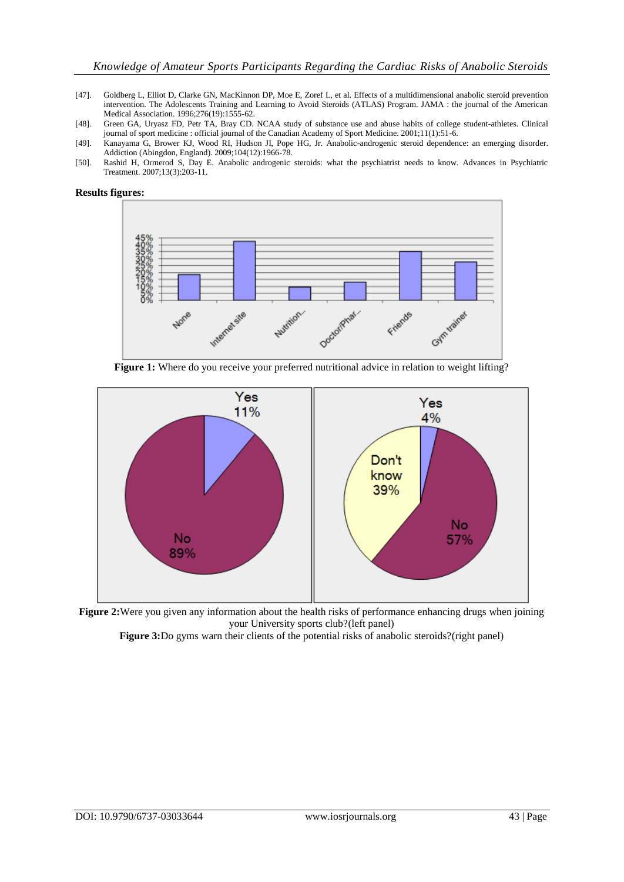[47]. Goldberg L, Elliot D, Clarke GN, MacKinnon DP, Moe E, Zoref L, et al. Effects of a multidimensional anabolic steroid prevention intervention. The Adolescents Training and Learning to Avoid Steroids (ATLAS) Program. JAMA : the journal of the American Medical Association. 1996;276(19):1555-62.

[48]. Green GA, Uryasz FD, Petr TA, Bray CD. NCAA study of substance use and abuse habits of college student-athletes. Clinical journal of sport medicine : official journal of the Canadian Academy of Sport Medicine. 2001;11(1):51-6.

[49]. Kanayama G, Brower KJ, Wood RI, Hudson JI, Pope HG, Jr. Anabolic-androgenic steroid dependence: an emerging disorder. Addiction (Abingdon, England). 2009;104(12):1966-78.

[50]. Rashid H, Ormerod S, Day E. Anabolic androgenic steroids: what the psychiatrist needs to know. Advances in Psychiatric Treatment. 2007;13(3):203-11.

**Results figures:**

**Figure 1:** Where do you receive your preferred nutritional advice in relation to weight lifting?

**Figure 2:** Were you given any information about the health risks of performance enhancing drugs when joining your University sports club?(left panel)

**Figure 3:** Do gyms warn their clients of the potential risks of anabolic steroids?(right panel)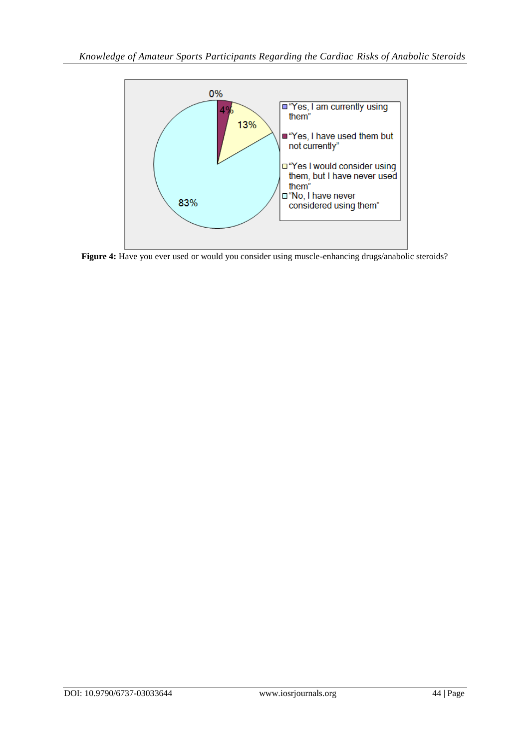0%

4%

13%

83%

"Yes, I am currently using them"

"Yes, I have used them but not currently"

"Yes I would consider using them, but I have never used them"

"No, I have never considered using them"

**Figure 4:** Have you ever used or would you consider using muscle-enhancing drugs/anabolic steroids?